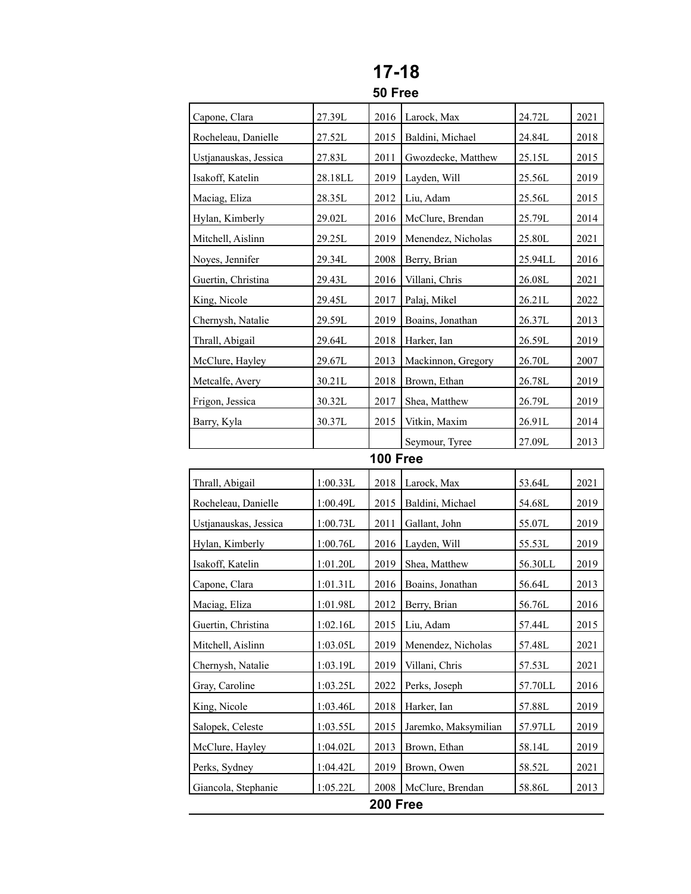# 17-18

## 50 Free

| | | | | | |
|---|---|---|---|---|---|
| Capone, Clara | 27.39L | 2016 | Larock, Max | 24.72L | 2021 |
| Rocheleau, Danielle | 27.52L | 2015 | Baldini, Michael | 24.84L | 2018 |
| Ustjanauskas, Jessica | 27.83L | 2011 | Gwozdecke, Matthew | 25.15L | 2015 |
| Isakoff, Katelin | 28.18LL | 2019 | Layden, Will | 25.56L | 2019 |
| Maciag, Eliza | 28.35L | 2012 | Liu, Adam | 25.56L | 2015 |
| Hylan, Kimberly | 29.02L | 2016 | McClure, Brendan | 25.79L | 2014 |
| Mitchell, Aislinn | 29.25L | 2019 | Menendez, Nicholas | 25.80L | 2021 |
| Noyes, Jennifer | 29.34L | 2008 | Berry, Brian | 25.94LL | 2016 |
| Guertin, Christina | 29.43L | 2016 | Villani, Chris | 26.08L | 2021 |
| King, Nicole | 29.45L | 2017 | Palaj, Mikel | 26.21L | 2022 |
| Chernysh, Natalie | 29.59L | 2019 | Boains, Jonathan | 26.37L | 2013 |
| Thrall, Abigail | 29.64L | 2018 | Harker, Ian | 26.59L | 2019 |
| McClure, Hayley | 29.67L | 2013 | Mackinnon, Gregory | 26.70L | 2007 |
| Metcalfe, Avery | 30.21L | 2018 | Brown, Ethan | 26.78L | 2019 |
| Frigon, Jessica | 30.32L | 2017 | Shea, Matthew | 26.79L | 2019 |
| Barry, Kyla | 30.37L | 2015 | Vitkin, Maxim | 26.91L | 2014 |
| | | | Seymour, Tyree | 27.09L | 2013 |

## 100 Free

| | | | | | |
|---|---|---|---|---|---|
| Thrall, Abigail | 1:00.33L | 2018 | Larock, Max | 53.64L | 2021 |
| Rocheleau, Danielle | 1:00.49L | 2015 | Baldini, Michael | 54.68L | 2019 |
| Ustjanauskas, Jessica | 1:00.73L | 2011 | Gallant, John | 55.07L | 2019 |
| Hylan, Kimberly | 1:00.76L | 2016 | Layden, Will | 55.53L | 2019 |
| Isakoff, Katelin | 1:01.20L | 2019 | Shea, Matthew | 56.30LL | 2019 |
| Capone, Clara | 1:01.31L | 2016 | Boains, Jonathan | 56.64L | 2013 |
| Maciag, Eliza | 1:01.98L | 2012 | Berry, Brian | 56.76L | 2016 |
| Guertin, Christina | 1:02.16L | 2015 | Liu, Adam | 57.44L | 2015 |
| Mitchell, Aislinn | 1:03.05L | 2019 | Menendez, Nicholas | 57.48L | 2021 |
| Chernysh, Natalie | 1:03.19L | 2019 | Villani, Chris | 57.53L | 2021 |
| Gray, Caroline | 1:03.25L | 2022 | Perks, Joseph | 57.70LL | 2016 |
| King, Nicole | 1:03.46L | 2018 | Harker, Ian | 57.88L | 2019 |
| Salopek, Celeste | 1:03.55L | 2015 | Jaremko, Maksymilian | 57.97LL | 2019 |
| McClure, Hayley | 1:04.02L | 2013 | Brown, Ethan | 58.14L | 2019 |
| Perks, Sydney | 1:04.42L | 2019 | Brown, Owen | 58.52L | 2021 |
| Giancola, Stephanie | 1:05.22L | 2008 | McClure, Brendan | 58.86L | 2013 |

## 200 Free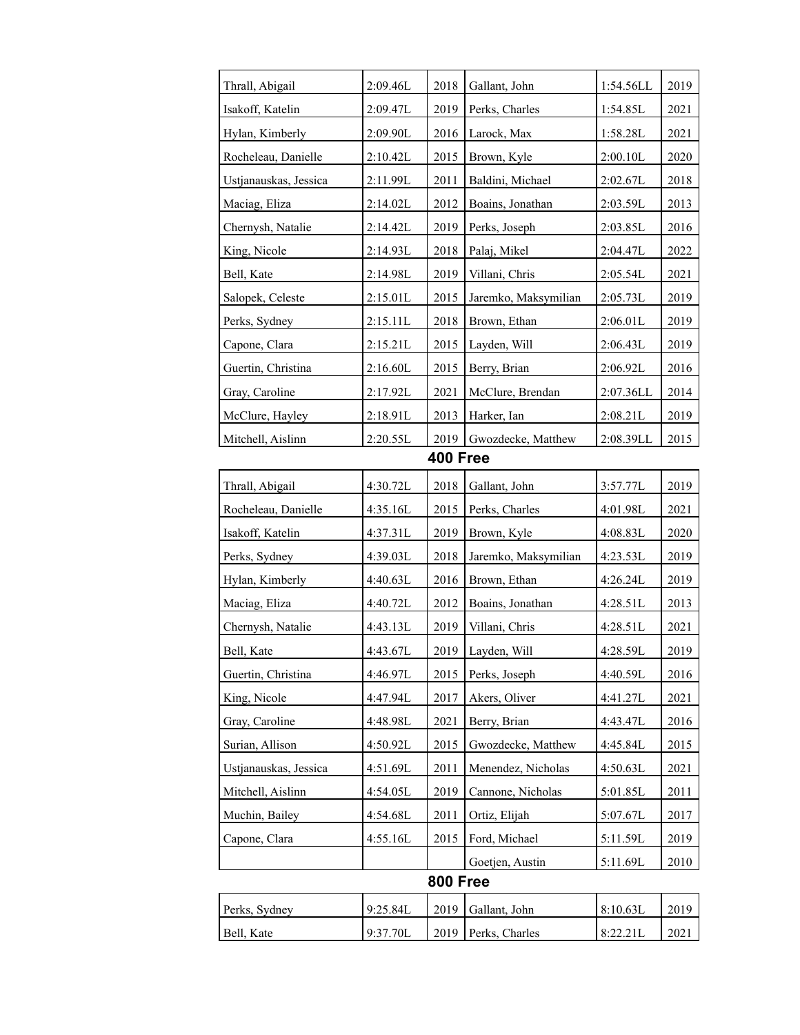| | | | | | |
|---|---|---|---|---|---|
| Thrall, Abigail | 2:09.46L | 2018 | Gallant, John | 1:54.56LL | 2019 |
| Isakoff, Katelin | 2:09.47L | 2019 | Perks, Charles | 1:54.85L | 2021 |
| Hylan, Kimberly | 2:09.90L | 2016 | Larock, Max | 1:58.28L | 2021 |
| Rocheleau, Danielle | 2:10.42L | 2015 | Brown, Kyle | 2:00.10L | 2020 |
| Ustjanauskas, Jessica | 2:11.99L | 2011 | Baldini, Michael | 2:02.67L | 2018 |
| Maciag, Eliza | 2:14.02L | 2012 | Boains, Jonathan | 2:03.59L | 2013 |
| Chernysh, Natalie | 2:14.42L | 2019 | Perks, Joseph | 2:03.85L | 2016 |
| King, Nicole | 2:14.93L | 2018 | Palaj, Mikel | 2:04.47L | 2022 |
| Bell, Kate | 2:14.98L | 2019 | Villani, Chris | 2:05.54L | 2021 |
| Salopek, Celeste | 2:15.01L | 2015 | Jaremko, Maksymilian | 2:05.73L | 2019 |
| Perks, Sydney | 2:15.11L | 2018 | Brown, Ethan | 2:06.01L | 2019 |
| Capone, Clara | 2:15.21L | 2015 | Layden, Will | 2:06.43L | 2019 |
| Guertin, Christina | 2:16.60L | 2015 | Berry, Brian | 2:06.92L | 2016 |
| Gray, Caroline | 2:17.92L | 2021 | McClure, Brendan | 2:07.36LL | 2014 |
| McClure, Hayley | 2:18.91L | 2013 | Harker, Ian | 2:08.21L | 2019 |
| Mitchell, Aislinn | 2:20.55L | 2019 | Gwozdecke, Matthew | 2:08.39LL | 2015 |

## 400 Free

| | | | | | |
|---|---|---|---|---|---|
| Thrall, Abigail | 4:30.72L | 2018 | Gallant, John | 3:57.77L | 2019 |
| Rocheleau, Danielle | 4:35.16L | 2015 | Perks, Charles | 4:01.98L | 2021 |
| Isakoff, Katelin | 4:37.31L | 2019 | Brown, Kyle | 4:08.83L | 2020 |
| Perks, Sydney | 4:39.03L | 2018 | Jaremko, Maksymilian | 4:23.53L | 2019 |
| Hylan, Kimberly | 4:40.63L | 2016 | Brown, Ethan | 4:26.24L | 2019 |
| Maciag, Eliza | 4:40.72L | 2012 | Boains, Jonathan | 4:28.51L | 2013 |
| Chernysh, Natalie | 4:43.13L | 2019 | Villani, Chris | 4:28.51L | 2021 |
| Bell, Kate | 4:43.67L | 2019 | Layden, Will | 4:28.59L | 2019 |
| Guertin, Christina | 4:46.97L | 2015 | Perks, Joseph | 4:40.59L | 2016 |
| King, Nicole | 4:47.94L | 2017 | Akers, Oliver | 4:41.27L | 2021 |
| Gray, Caroline | 4:48.98L | 2021 | Berry, Brian | 4:43.47L | 2016 |
| Surian, Allison | 4:50.92L | 2015 | Gwozdecke, Matthew | 4:45.84L | 2015 |
| Ustjanauskas, Jessica | 4:51.69L | 2011 | Menendez, Nicholas | 4:50.63L | 2021 |
| Mitchell, Aislinn | 4:54.05L | 2019 | Cannone, Nicholas | 5:01.85L | 2011 |
| Muchin, Bailey | 4:54.68L | 2011 | Ortiz, Elijah | 5:07.67L | 2017 |
| Capone, Clara | 4:55.16L | 2015 | Ford, Michael | 5:11.59L | 2019 |
| | | | Goetjen, Austin | 5:11.69L | 2010 |

## 800 Free

| | | | | | |
|---|---|---|---|---|---|
| Perks, Sydney | 9:25.84L | 2019 | Gallant, John | 8:10.63L | 2019 |
| Bell, Kate | 9:37.70L | 2019 | Perks, Charles | 8:22.21L | 2021 |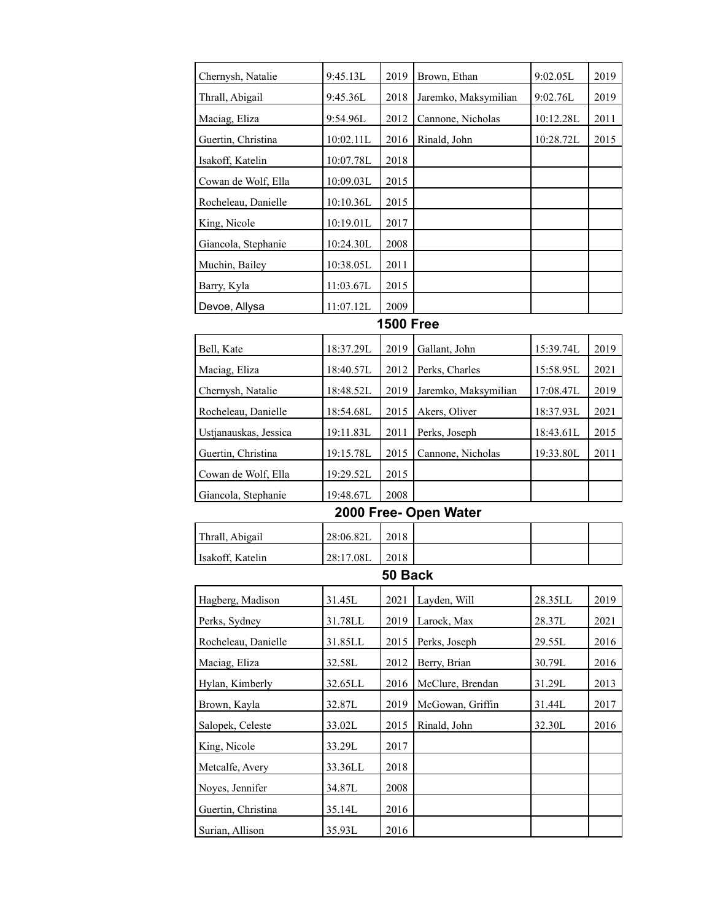| | | | | | |
|---|---|---|---|---|---|
| Chernysh, Natalie | 9:45.13L | 2019 | Brown, Ethan | 9:02.05L | 2019 |
| Thrall, Abigail | 9:45.36L | 2018 | Jaremko, Maksymilian | 9:02.76L | 2019 |
| Maciag, Eliza | 9:54.96L | 2012 | Cannone, Nicholas | 10:12.28L | 2011 |
| Guertin, Christina | 10:02.11L | 2016 | Rinald, John | 10:28.72L | 2015 |
| Isakoff, Katelin | 10:07.78L | 2018 | | | |
| Cowan de Wolf, Ella | 10:09.03L | 2015 | | | |
| Rocheleau, Danielle | 10:10.36L | 2015 | | | |
| King, Nicole | 10:19.01L | 2017 | | | |
| Giancola, Stephanie | 10:24.30L | 2008 | | | |
| Muchin, Bailey | 10:38.05L | 2011 | | | |
| Barry, Kyla | 11:03.67L | 2015 | | | |
| Devoe, Allysa | 11:07.12L | 2009 | | | |

## 1500 Free

| | | | | | |
|---|---|---|---|---|---|
| Bell, Kate | 18:37.29L | 2019 | Gallant, John | 15:39.74L | 2019 |
| Maciag, Eliza | 18:40.57L | 2012 | Perks, Charles | 15:58.95L | 2021 |
| Chernysh, Natalie | 18:48.52L | 2019 | Jaremko, Maksymilian | 17:08.47L | 2019 |
| Rocheleau, Danielle | 18:54.68L | 2015 | Akers, Oliver | 18:37.93L | 2021 |
| Ustjanauskas, Jessica | 19:11.83L | 2011 | Perks, Joseph | 18:43.61L | 2015 |
| Guertin, Christina | 19:15.78L | 2015 | Cannone, Nicholas | 19:33.80L | 2011 |
| Cowan de Wolf, Ella | 19:29.52L | 2015 | | | |
| Giancola, Stephanie | 19:48.67L | 2008 | | | |

## 2000 Free- Open Water

| | | | | | |
|---|---|---|---|---|---|
| Thrall, Abigail | 28:06.82L | 2018 | | | |
| Isakoff, Katelin | 28:17.08L | 2018 | | | |

## 50 Back

| | | | | | |
|---|---|---|---|---|---|
| Hagberg, Madison | 31.45L | 2021 | Layden, Will | 28.35LL | 2019 |
| Perks, Sydney | 31.78LL | 2019 | Larock, Max | 28.37L | 2021 |
| Rocheleau, Danielle | 31.85LL | 2015 | Perks, Joseph | 29.55L | 2016 |
| Maciag, Eliza | 32.58L | 2012 | Berry, Brian | 30.79L | 2016 |
| Hylan, Kimberly | 32.65LL | 2016 | McClure, Brendan | 31.29L | 2013 |
| Brown, Kayla | 32.87L | 2019 | McGowan, Griffin | 31.44L | 2017 |
| Salopek, Celeste | 33.02L | 2015 | Rinald, John | 32.30L | 2016 |
| King, Nicole | 33.29L | 2017 | | | |
| Metcalfe, Avery | 33.36LL | 2018 | | | |
| Noyes, Jennifer | 34.87L | 2008 | | | |
| Guertin, Christina | 35.14L | 2016 | | | |
| Surian, Allison | 35.93L | 2016 | | | |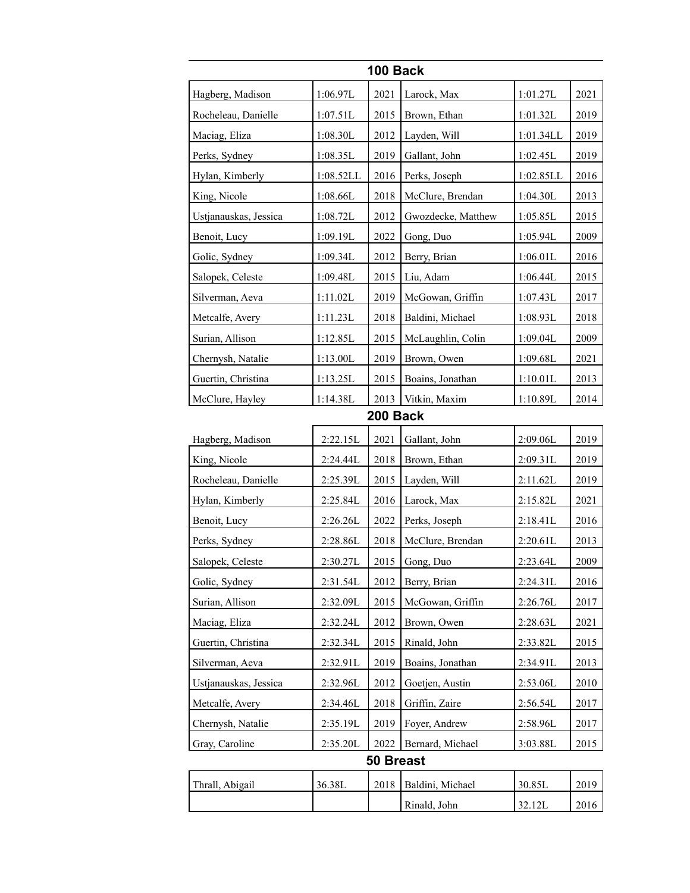## 100 Back

| | | | | | |
|---|---|---|---|---|---|
| Hagberg, Madison | 1:06.97L | 2021 | Larock, Max | 1:01.27L | 2021 |
| Rocheleau, Danielle | 1:07.51L | 2015 | Brown, Ethan | 1:01.32L | 2019 |
| Maciag, Eliza | 1:08.30L | 2012 | Layden, Will | 1:01.34LL | 2019 |
| Perks, Sydney | 1:08.35L | 2019 | Gallant, John | 1:02.45L | 2019 |
| Hylan, Kimberly | 1:08.52LL | 2016 | Perks, Joseph | 1:02.85LL | 2016 |
| King, Nicole | 1:08.66L | 2018 | McClure, Brendan | 1:04.30L | 2013 |
| Ustjanauskas, Jessica | 1:08.72L | 2012 | Gwozdecke, Matthew | 1:05.85L | 2015 |
| Benoit, Lucy | 1:09.19L | 2022 | Gong, Duo | 1:05.94L | 2009 |
| Golic, Sydney | 1:09.34L | 2012 | Berry, Brian | 1:06.01L | 2016 |
| Salopek, Celeste | 1:09.48L | 2015 | Liu, Adam | 1:06.44L | 2015 |
| Silverman, Aeva | 1:11.02L | 2019 | McGowan, Griffin | 1:07.43L | 2017 |
| Metcalfe, Avery | 1:11.23L | 2018 | Baldini, Michael | 1:08.93L | 2018 |
| Surian, Allison | 1:12.85L | 2015 | McLaughlin, Colin | 1:09.04L | 2009 |
| Chernysh, Natalie | 1:13.00L | 2019 | Brown, Owen | 1:09.68L | 2021 |
| Guertin, Christina | 1:13.25L | 2015 | Boains, Jonathan | 1:10.01L | 2013 |
| McClure, Hayley | 1:14.38L | 2013 | Vitkin, Maxim | 1:10.89L | 2014 |

## 200 Back

| | | | | | |
|---|---|---|---|---|---|
| Hagberg, Madison | 2:22.15L | 2021 | Gallant, John | 2:09.06L | 2019 |
| King, Nicole | 2:24.44L | 2018 | Brown, Ethan | 2:09.31L | 2019 |
| Rocheleau, Danielle | 2:25.39L | 2015 | Layden, Will | 2:11.62L | 2019 |
| Hylan, Kimberly | 2:25.84L | 2016 | Larock, Max | 2:15.82L | 2021 |
| Benoit, Lucy | 2:26.26L | 2022 | Perks, Joseph | 2:18.41L | 2016 |
| Perks, Sydney | 2:28.86L | 2018 | McClure, Brendan | 2:20.61L | 2013 |
| Salopek, Celeste | 2:30.27L | 2015 | Gong, Duo | 2:23.64L | 2009 |
| Golic, Sydney | 2:31.54L | 2012 | Berry, Brian | 2:24.31L | 2016 |
| Surian, Allison | 2:32.09L | 2015 | McGowan, Griffin | 2:26.76L | 2017 |
| Maciag, Eliza | 2:32.24L | 2012 | Brown, Owen | 2:28.63L | 2021 |
| Guertin, Christina | 2:32.34L | 2015 | Rinald, John | 2:33.82L | 2015 |
| Silverman, Aeva | 2:32.91L | 2019 | Boains, Jonathan | 2:34.91L | 2013 |
| Ustjanauskas, Jessica | 2:32.96L | 2012 | Goetjen, Austin | 2:53.06L | 2010 |
| Metcalfe, Avery | 2:34.46L | 2018 | Griffin, Zaire | 2:56.54L | 2017 |
| Chernysh, Natalie | 2:35.19L | 2019 | Foyer, Andrew | 2:58.96L | 2017 |
| Gray, Caroline | 2:35.20L | 2022 | Bernard, Michael | 3:03.88L | 2015 |

## 50 Breast

| | | | | | |
|---|---|---|---|---|---|
| Thrall, Abigail | 36.38L | 2018 | Baldini, Michael | 30.85L | 2019 |
| | | | Rinald, John | 32.12L | 2016 |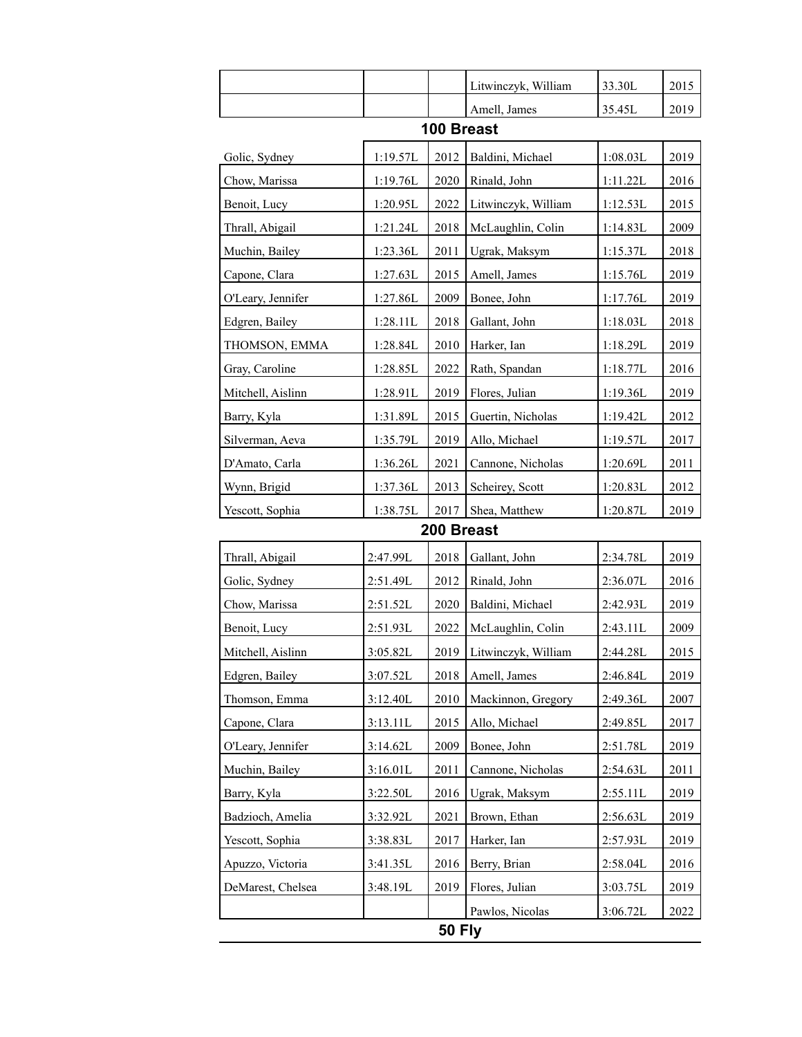| | | | | | |
|---|---|---|---|---|---|
| | | | Litwinczyk, William | 33.30L | 2015 |
| | | | Amell, James | 35.45L | 2019 |

## 100 Breast

| | | | | | |
|---|---|---|---|---|---|
| Golic, Sydney | 1:19.57L | 2012 | Baldini, Michael | 1:08.03L | 2019 |
| Chow, Marissa | 1:19.76L | 2020 | Rinald, John | 1:11.22L | 2016 |
| Benoit, Lucy | 1:20.95L | 2022 | Litwinczyk, William | 1:12.53L | 2015 |
| Thrall, Abigail | 1:21.24L | 2018 | McLaughlin, Colin | 1:14.83L | 2009 |
| Muchin, Bailey | 1:23.36L | 2011 | Ugrak, Maksym | 1:15.37L | 2018 |
| Capone, Clara | 1:27.63L | 2015 | Amell, James | 1:15.76L | 2019 |
| O'Leary, Jennifer | 1:27.86L | 2009 | Bonee, John | 1:17.76L | 2019 |
| Edgren, Bailey | 1:28.11L | 2018 | Gallant, John | 1:18.03L | 2018 |
| THOMSON, EMMA | 1:28.84L | 2010 | Harker, Ian | 1:18.29L | 2019 |
| Gray, Caroline | 1:28.85L | 2022 | Rath, Spandan | 1:18.77L | 2016 |
| Mitchell, Aislinn | 1:28.91L | 2019 | Flores, Julian | 1:19.36L | 2019 |
| Barry, Kyla | 1:31.89L | 2015 | Guertin, Nicholas | 1:19.42L | 2012 |
| Silverman, Aeva | 1:35.79L | 2019 | Allo, Michael | 1:19.57L | 2017 |
| D'Amato, Carla | 1:36.26L | 2021 | Cannone, Nicholas | 1:20.69L | 2011 |
| Wynn, Brigid | 1:37.36L | 2013 | Scheirey, Scott | 1:20.83L | 2012 |
| Yescott, Sophia | 1:38.75L | 2017 | Shea, Matthew | 1:20.87L | 2019 |

## 200 Breast

| | | | | | |
|---|---|---|---|---|---|
| Thrall, Abigail | 2:47.99L | 2018 | Gallant, John | 2:34.78L | 2019 |
| Golic, Sydney | 2:51.49L | 2012 | Rinald, John | 2:36.07L | 2016 |
| Chow, Marissa | 2:51.52L | 2020 | Baldini, Michael | 2:42.93L | 2019 |
| Benoit, Lucy | 2:51.93L | 2022 | McLaughlin, Colin | 2:43.11L | 2009 |
| Mitchell, Aislinn | 3:05.82L | 2019 | Litwinczyk, William | 2:44.28L | 2015 |
| Edgren, Bailey | 3:07.52L | 2018 | Amell, James | 2:46.84L | 2019 |
| Thomson, Emma | 3:12.40L | 2010 | Mackinnon, Gregory | 2:49.36L | 2007 |
| Capone, Clara | 3:13.11L | 2015 | Allo, Michael | 2:49.85L | 2017 |
| O'Leary, Jennifer | 3:14.62L | 2009 | Bonee, John | 2:51.78L | 2019 |
| Muchin, Bailey | 3:16.01L | 2011 | Cannone, Nicholas | 2:54.63L | 2011 |
| Barry, Kyla | 3:22.50L | 2016 | Ugrak, Maksym | 2:55.11L | 2019 |
| Badzioch, Amelia | 3:32.92L | 2021 | Brown, Ethan | 2:56.63L | 2019 |
| Yescott, Sophia | 3:38.83L | 2017 | Harker, Ian | 2:57.93L | 2019 |
| Apuzzo, Victoria | 3:41.35L | 2016 | Berry, Brian | 2:58.04L | 2016 |
| DeMarest, Chelsea | 3:48.19L | 2019 | Flores, Julian | 3:03.75L | 2019 |
| | | | Pawlos, Nicolas | 3:06.72L | 2022 |

## 50 Fly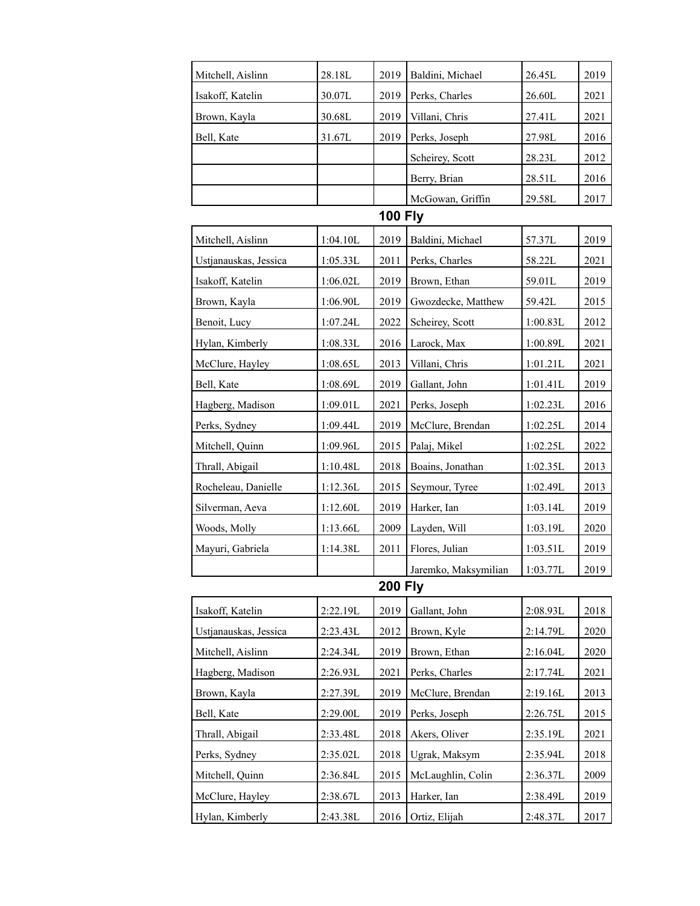| | | | | | |
|---|---|---|---|---|---|
| Mitchell, Aislinn | 28.18L | 2019 | Baldini, Michael | 26.45L | 2019 |
| Isakoff, Katelin | 30.07L | 2019 | Perks, Charles | 26.60L | 2021 |
| Brown, Kayla | 30.68L | 2019 | Villani, Chris | 27.41L | 2021 |
| Bell, Kate | 31.67L | 2019 | Perks, Joseph | 27.98L | 2016 |
| | | | Scheirey, Scott | 28.23L | 2012 |
| | | | Berry, Brian | 28.51L | 2016 |
| | | | McGowan, Griffin | 29.58L | 2017 |

## 100 Fly

| | | | | | |
|---|---|---|---|---|---|
| Mitchell, Aislinn | 1:04.10L | 2019 | Baldini, Michael | 57.37L | 2019 |
| Ustjanauskas, Jessica | 1:05.33L | 2011 | Perks, Charles | 58.22L | 2021 |
| Isakoff, Katelin | 1:06.02L | 2019 | Brown, Ethan | 59.01L | 2019 |
| Brown, Kayla | 1:06.90L | 2019 | Gwozdecke, Matthew | 59.42L | 2015 |
| Benoit, Lucy | 1:07.24L | 2022 | Scheirey, Scott | 1:00.83L | 2012 |
| Hylan, Kimberly | 1:08.33L | 2016 | Larock, Max | 1:00.89L | 2021 |
| McClure, Hayley | 1:08.65L | 2013 | Villani, Chris | 1:01.21L | 2021 |
| Bell, Kate | 1:08.69L | 2019 | Gallant, John | 1:01.41L | 2019 |
| Hagberg, Madison | 1:09.01L | 2021 | Perks, Joseph | 1:02.23L | 2016 |
| Perks, Sydney | 1:09.44L | 2019 | McClure, Brendan | 1:02.25L | 2014 |
| Mitchell, Quinn | 1:09.96L | 2015 | Palaj, Mikel | 1:02.25L | 2022 |
| Thrall, Abigail | 1:10.48L | 2018 | Boains, Jonathan | 1:02.35L | 2013 |
| Rocheleau, Danielle | 1:12.36L | 2015 | Seymour, Tyree | 1:02.49L | 2013 |
| Silverman, Aeva | 1:12.60L | 2019 | Harker, Ian | 1:03.14L | 2019 |
| Woods, Molly | 1:13.66L | 2009 | Layden, Will | 1:03.19L | 2020 |
| Mayuri, Gabriela | 1:14.38L | 2011 | Flores, Julian | 1:03.51L | 2019 |
| | | | Jaremko, Maksymilian | 1:03.77L | 2019 |

## 200 Fly

| | | | | | |
|---|---|---|---|---|---|
| Isakoff, Katelin | 2:22.19L | 2019 | Gallant, John | 2:08.93L | 2018 |
| Ustjanauskas, Jessica | 2:23.43L | 2012 | Brown, Kyle | 2:14.79L | 2020 |
| Mitchell, Aislinn | 2:24.34L | 2019 | Brown, Ethan | 2:16.04L | 2020 |
| Hagberg, Madison | 2:26.93L | 2021 | Perks, Charles | 2:17.74L | 2021 |
| Brown, Kayla | 2:27.39L | 2019 | McClure, Brendan | 2:19.16L | 2013 |
| Bell, Kate | 2:29.00L | 2019 | Perks, Joseph | 2:26.75L | 2015 |
| Thrall, Abigail | 2:33.48L | 2018 | Akers, Oliver | 2:35.19L | 2021 |
| Perks, Sydney | 2:35.02L | 2018 | Ugrak, Maksym | 2:35.94L | 2018 |
| Mitchell, Quinn | 2:36.84L | 2015 | McLaughlin, Colin | 2:36.37L | 2009 |
| McClure, Hayley | 2:38.67L | 2013 | Harker, Ian | 2:38.49L | 2019 |
| Hylan, Kimberly | 2:43.38L | 2016 | Ortiz, Elijah | 2:48.37L | 2017 |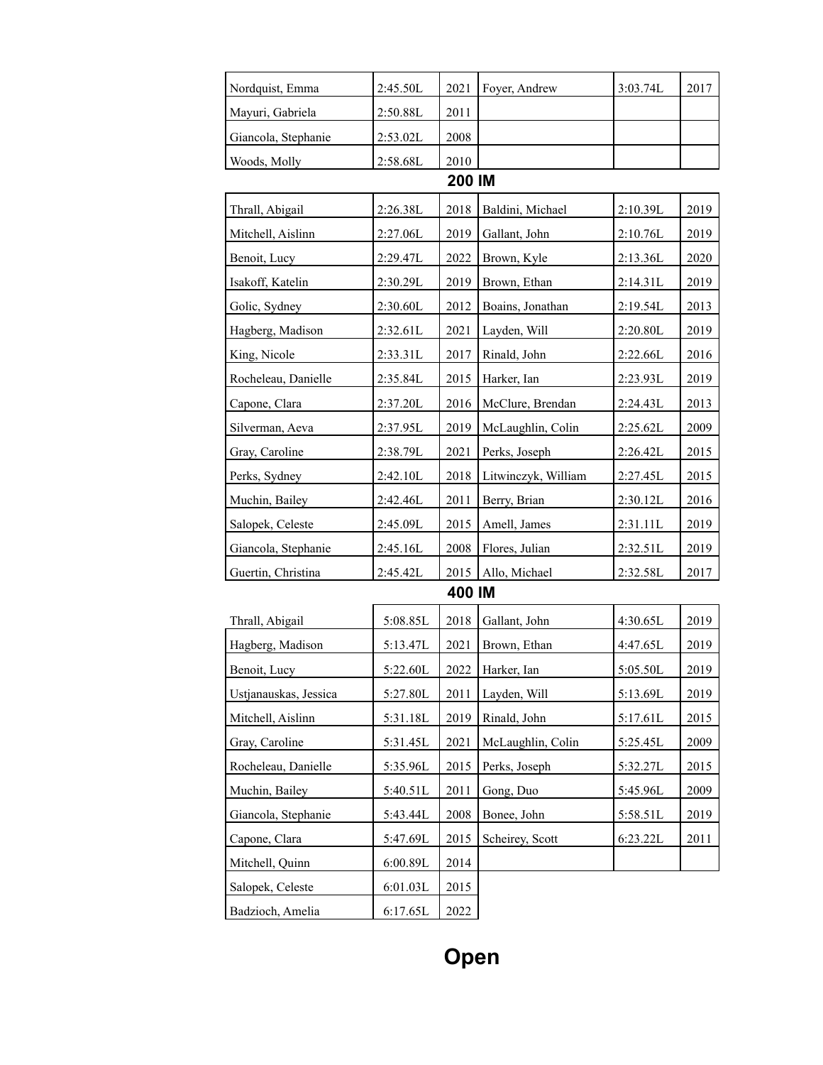| | | | | | |
|---|---|---|---|---|---|
| Nordquist, Emma | 2:45.50L | 2021 | Foyer, Andrew | 3:03.74L | 2017 |
| Mayuri, Gabriela | 2:50.88L | 2011 | | | |
| Giancola, Stephanie | 2:53.02L | 2008 | | | |
| Woods, Molly | 2:58.68L | 2010 | | | |

## 200 IM

| | | | | | |
|---|---|---|---|---|---|
| Thrall, Abigail | 2:26.38L | 2018 | Baldini, Michael | 2:10.39L | 2019 |
| Mitchell, Aislinn | 2:27.06L | 2019 | Gallant, John | 2:10.76L | 2019 |
| Benoit, Lucy | 2:29.47L | 2022 | Brown, Kyle | 2:13.36L | 2020 |
| Isakoff, Katelin | 2:30.29L | 2019 | Brown, Ethan | 2:14.31L | 2019 |
| Golic, Sydney | 2:30.60L | 2012 | Boains, Jonathan | 2:19.54L | 2013 |
| Hagberg, Madison | 2:32.61L | 2021 | Layden, Will | 2:20.80L | 2019 |
| King, Nicole | 2:33.31L | 2017 | Rinald, John | 2:22.66L | 2016 |
| Rocheleau, Danielle | 2:35.84L | 2015 | Harker, Ian | 2:23.93L | 2019 |
| Capone, Clara | 2:37.20L | 2016 | McClure, Brendan | 2:24.43L | 2013 |
| Silverman, Aeva | 2:37.95L | 2019 | McLaughlin, Colin | 2:25.62L | 2009 |
| Gray, Caroline | 2:38.79L | 2021 | Perks, Joseph | 2:26.42L | 2015 |
| Perks, Sydney | 2:42.10L | 2018 | Litwinczyk, William | 2:27.45L | 2015 |
| Muchin, Bailey | 2:42.46L | 2011 | Berry, Brian | 2:30.12L | 2016 |
| Salopek, Celeste | 2:45.09L | 2015 | Amell, James | 2:31.11L | 2019 |
| Giancola, Stephanie | 2:45.16L | 2008 | Flores, Julian | 2:32.51L | 2019 |
| Guertin, Christina | 2:45.42L | 2015 | Allo, Michael | 2:32.58L | 2017 |

## 400 IM

| | | | | | |
|---|---|---|---|---|---|
| Thrall, Abigail | 5:08.85L | 2018 | Gallant, John | 4:30.65L | 2019 |
| Hagberg, Madison | 5:13.47L | 2021 | Brown, Ethan | 4:47.65L | 2019 |
| Benoit, Lucy | 5:22.60L | 2022 | Harker, Ian | 5:05.50L | 2019 |
| Ustjanauskas, Jessica | 5:27.80L | 2011 | Layden, Will | 5:13.69L | 2019 |
| Mitchell, Aislinn | 5:31.18L | 2019 | Rinald, John | 5:17.61L | 2015 |
| Gray, Caroline | 5:31.45L | 2021 | McLaughlin, Colin | 5:25.45L | 2009 |
| Rocheleau, Danielle | 5:35.96L | 2015 | Perks, Joseph | 5:32.27L | 2015 |
| Muchin, Bailey | 5:40.51L | 2011 | Gong, Duo | 5:45.96L | 2009 |
| Giancola, Stephanie | 5:43.44L | 2008 | Bonee, John | 5:58.51L | 2019 |
| Capone, Clara | 5:47.69L | 2015 | Scheirey, Scott | 6:23.22L | 2011 |
| Mitchell, Quinn | 6:00.89L | 2014 | | | |
| Salopek, Celeste | 6:01.03L | 2015 | | | |
| Badzioch, Amelia | 6:17.65L | 2022 | | | |

# Open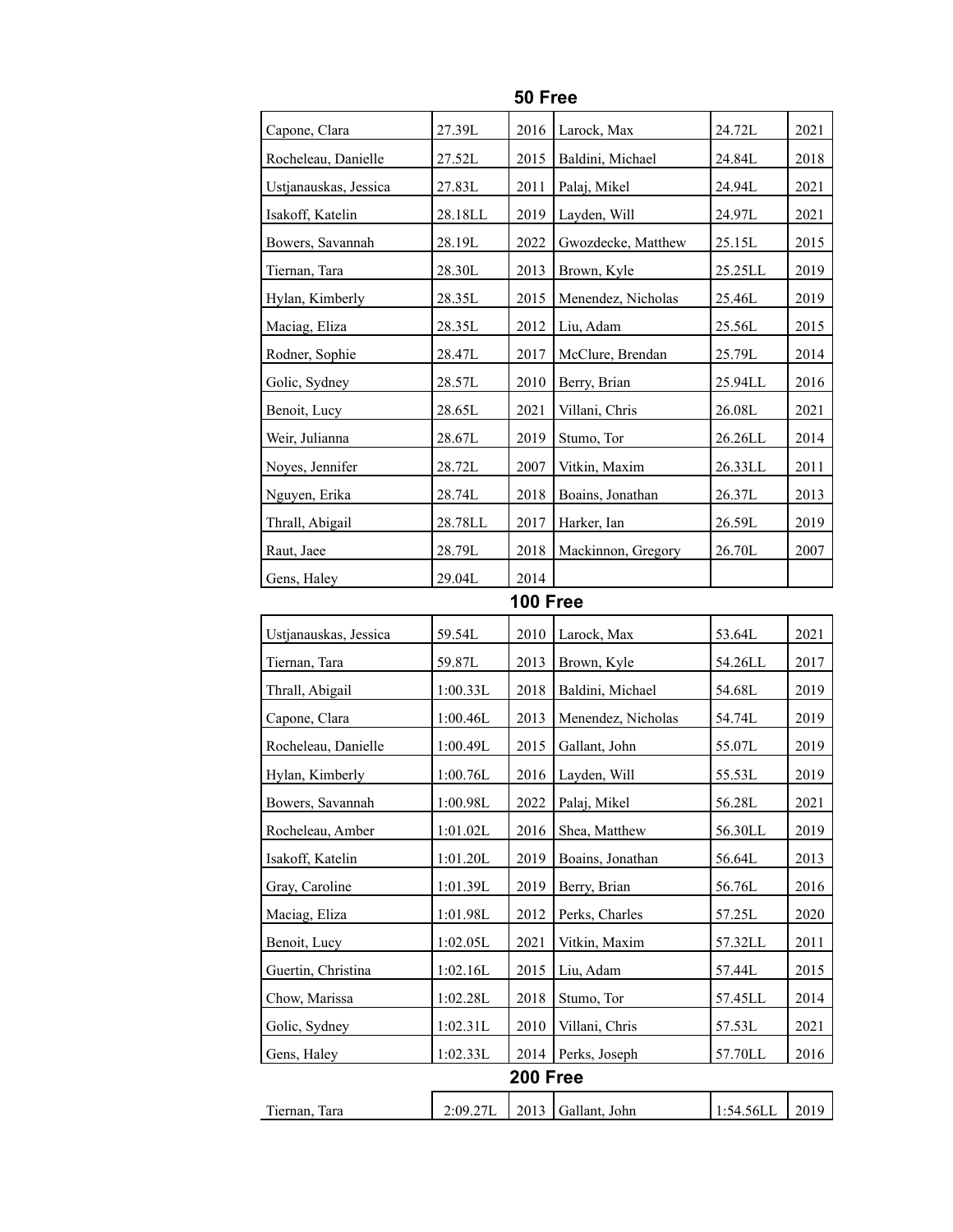## 50 Free

| | | | | | |
|---|---|---|---|---|---|
| Capone, Clara | 27.39L | 2016 | Larock, Max | 24.72L | 2021 |
| Rocheleau, Danielle | 27.52L | 2015 | Baldini, Michael | 24.84L | 2018 |
| Ustjanauskas, Jessica | 27.83L | 2011 | Palaj, Mikel | 24.94L | 2021 |
| Isakoff, Katelin | 28.18LL | 2019 | Layden, Will | 24.97L | 2021 |
| Bowers, Savannah | 28.19L | 2022 | Gwozdecke, Matthew | 25.15L | 2015 |
| Tiernan, Tara | 28.30L | 2013 | Brown, Kyle | 25.25LL | 2019 |
| Hylan, Kimberly | 28.35L | 2015 | Menendez, Nicholas | 25.46L | 2019 |
| Maciag, Eliza | 28.35L | 2012 | Liu, Adam | 25.56L | 2015 |
| Rodner, Sophie | 28.47L | 2017 | McClure, Brendan | 25.79L | 2014 |
| Golic, Sydney | 28.57L | 2010 | Berry, Brian | 25.94LL | 2016 |
| Benoit, Lucy | 28.65L | 2021 | Villani, Chris | 26.08L | 2021 |
| Weir, Julianna | 28.67L | 2019 | Stumo, Tor | 26.26LL | 2014 |
| Noyes, Jennifer | 28.72L | 2007 | Vitkin, Maxim | 26.33LL | 2011 |
| Nguyen, Erika | 28.74L | 2018 | Boains, Jonathan | 26.37L | 2013 |
| Thrall, Abigail | 28.78LL | 2017 | Harker, Ian | 26.59L | 2019 |
| Raut, Jaee | 28.79L | 2018 | Mackinnon, Gregory | 26.70L | 2007 |
| Gens, Haley | 29.04L | 2014 | | | |

## 100 Free

| | | | | | |
|---|---|---|---|---|---|
| Ustjanauskas, Jessica | 59.54L | 2010 | Larock, Max | 53.64L | 2021 |
| Tiernan, Tara | 59.87L | 2013 | Brown, Kyle | 54.26LL | 2017 |
| Thrall, Abigail | 1:00.33L | 2018 | Baldini, Michael | 54.68L | 2019 |
| Capone, Clara | 1:00.46L | 2013 | Menendez, Nicholas | 54.74L | 2019 |
| Rocheleau, Danielle | 1:00.49L | 2015 | Gallant, John | 55.07L | 2019 |
| Hylan, Kimberly | 1:00.76L | 2016 | Layden, Will | 55.53L | 2019 |
| Bowers, Savannah | 1:00.98L | 2022 | Palaj, Mikel | 56.28L | 2021 |
| Rocheleau, Amber | 1:01.02L | 2016 | Shea, Matthew | 56.30LL | 2019 |
| Isakoff, Katelin | 1:01.20L | 2019 | Boains, Jonathan | 56.64L | 2013 |
| Gray, Caroline | 1:01.39L | 2019 | Berry, Brian | 56.76L | 2016 |
| Maciag, Eliza | 1:01.98L | 2012 | Perks, Charles | 57.25L | 2020 |
| Benoit, Lucy | 1:02.05L | 2021 | Vitkin, Maxim | 57.32LL | 2011 |
| Guertin, Christina | 1:02.16L | 2015 | Liu, Adam | 57.44L | 2015 |
| Chow, Marissa | 1:02.28L | 2018 | Stumo, Tor | 57.45LL | 2014 |
| Golic, Sydney | 1:02.31L | 2010 | Villani, Chris | 57.53L | 2021 |
| Gens, Haley | 1:02.33L | 2014 | Perks, Joseph | 57.70LL | 2016 |

## 200 Free

| | | | | | |
|---|---|---|---|---|---|
| Tiernan, Tara | 2:09.27L | 2013 | Gallant, John | 1:54.56LL | 2019 |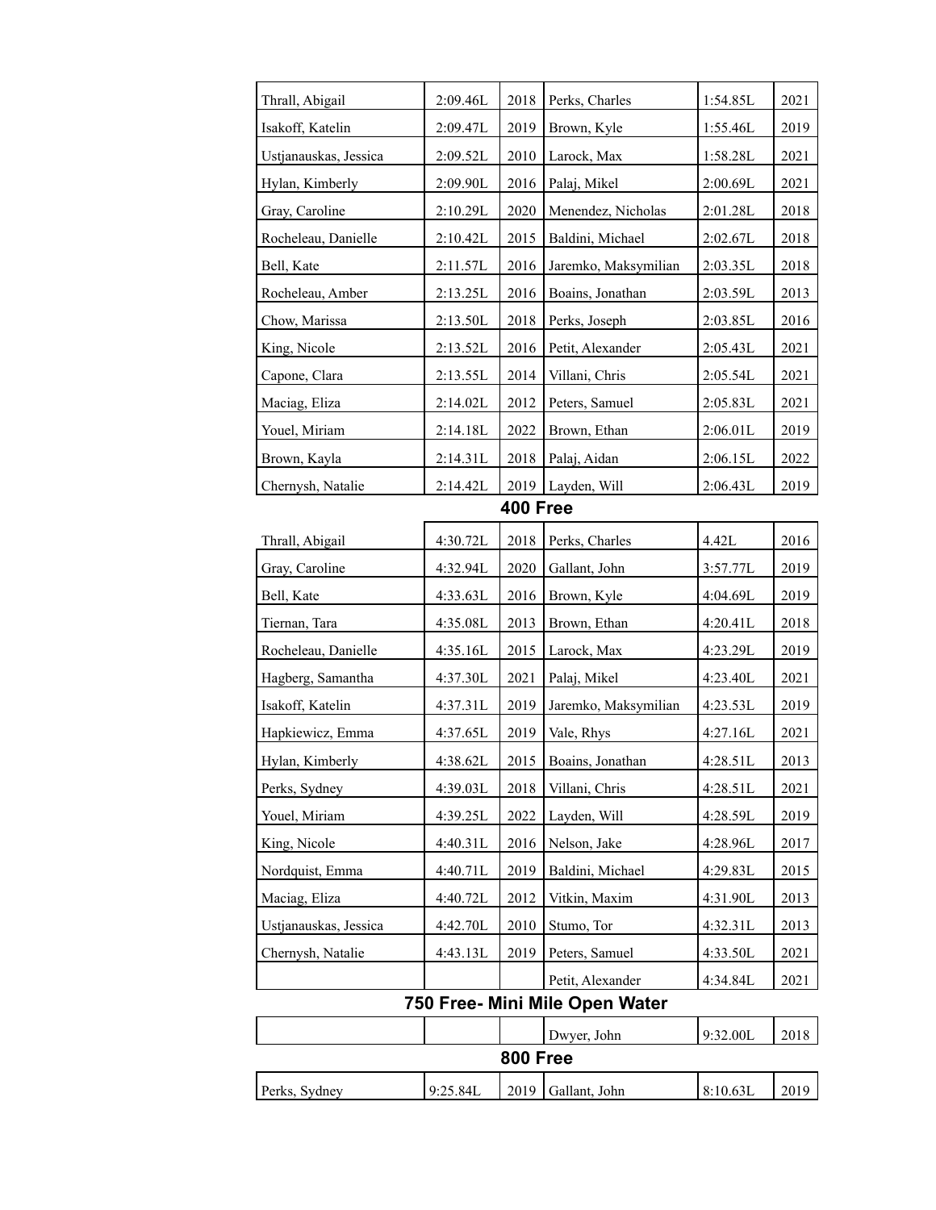| | | | | | |
|---|---|---|---|---|---|
| Thrall, Abigail | 2:09.46L | 2018 | Perks, Charles | 1:54.85L | 2021 |
| Isakoff, Katelin | 2:09.47L | 2019 | Brown, Kyle | 1:55.46L | 2019 |
| Ustjanauskas, Jessica | 2:09.52L | 2010 | Larock, Max | 1:58.28L | 2021 |
| Hylan, Kimberly | 2:09.90L | 2016 | Palaj, Mikel | 2:00.69L | 2021 |
| Gray, Caroline | 2:10.29L | 2020 | Menendez, Nicholas | 2:01.28L | 2018 |
| Rocheleau, Danielle | 2:10.42L | 2015 | Baldini, Michael | 2:02.67L | 2018 |
| Bell, Kate | 2:11.57L | 2016 | Jaremko, Maksymilian | 2:03.35L | 2018 |
| Rocheleau, Amber | 2:13.25L | 2016 | Boains, Jonathan | 2:03.59L | 2013 |
| Chow, Marissa | 2:13.50L | 2018 | Perks, Joseph | 2:03.85L | 2016 |
| King, Nicole | 2:13.52L | 2016 | Petit, Alexander | 2:05.43L | 2021 |
| Capone, Clara | 2:13.55L | 2014 | Villani, Chris | 2:05.54L | 2021 |
| Maciag, Eliza | 2:14.02L | 2012 | Peters, Samuel | 2:05.83L | 2021 |
| Youel, Miriam | 2:14.18L | 2022 | Brown, Ethan | 2:06.01L | 2019 |
| Brown, Kayla | 2:14.31L | 2018 | Palaj, Aidan | 2:06.15L | 2022 |
| Chernysh, Natalie | 2:14.42L | 2019 | Layden, Will | 2:06.43L | 2019 |

## 400 Free

| | | | | | |
|---|---|---|---|---|---|
| Thrall, Abigail | 4:30.72L | 2018 | Perks, Charles | 4.42L | 2016 |
| Gray, Caroline | 4:32.94L | 2020 | Gallant, John | 3:57.77L | 2019 |
| Bell, Kate | 4:33.63L | 2016 | Brown, Kyle | 4:04.69L | 2019 |
| Tiernan, Tara | 4:35.08L | 2013 | Brown, Ethan | 4:20.41L | 2018 |
| Rocheleau, Danielle | 4:35.16L | 2015 | Larock, Max | 4:23.29L | 2019 |
| Hagberg, Samantha | 4:37.30L | 2021 | Palaj, Mikel | 4:23.40L | 2021 |
| Isakoff, Katelin | 4:37.31L | 2019 | Jaremko, Maksymilian | 4:23.53L | 2019 |
| Hapkiewicz, Emma | 4:37.65L | 2019 | Vale, Rhys | 4:27.16L | 2021 |
| Hylan, Kimberly | 4:38.62L | 2015 | Boains, Jonathan | 4:28.51L | 2013 |
| Perks, Sydney | 4:39.03L | 2018 | Villani, Chris | 4:28.51L | 2021 |
| Youel, Miriam | 4:39.25L | 2022 | Layden, Will | 4:28.59L | 2019 |
| King, Nicole | 4:40.31L | 2016 | Nelson, Jake | 4:28.96L | 2017 |
| Nordquist, Emma | 4:40.71L | 2019 | Baldini, Michael | 4:29.83L | 2015 |
| Maciag, Eliza | 4:40.72L | 2012 | Vitkin, Maxim | 4:31.90L | 2013 |
| Ustjanauskas, Jessica | 4:42.70L | 2010 | Stumo, Tor | 4:32.31L | 2013 |
| Chernysh, Natalie | 4:43.13L | 2019 | Peters, Samuel | 4:33.50L | 2021 |
| | | | Petit, Alexander | 4:34.84L | 2021 |

## 750 Free- Mini Mile Open Water

| | | | | | |
|---|---|---|---|---|---|
| | | | Dwyer, John | 9:32.00L | 2018 |

## 800 Free

| | | | | | |
|---|---|---|---|---|---|
| Perks, Sydney | 9:25.84L | 2019 | Gallant, John | 8:10.63L | 2019 |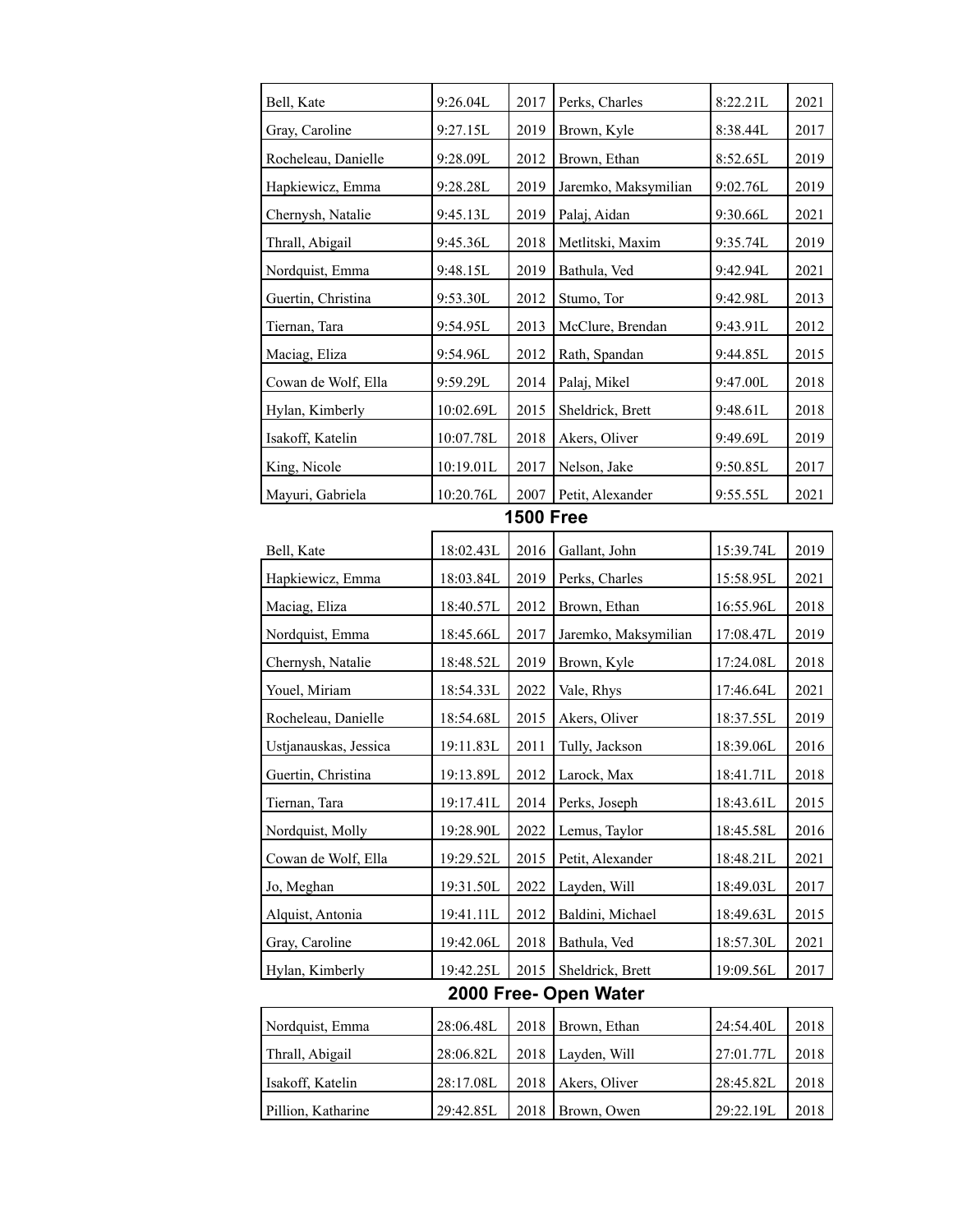| | | | | | |
|---|---|---|---|---|---|
| Bell, Kate | 9:26.04L | 2017 | Perks, Charles | 8:22.21L | 2021 |
| Gray, Caroline | 9:27.15L | 2019 | Brown, Kyle | 8:38.44L | 2017 |
| Rocheleau, Danielle | 9:28.09L | 2012 | Brown, Ethan | 8:52.65L | 2019 |
| Hapkiewicz, Emma | 9:28.28L | 2019 | Jaremko, Maksymilian | 9:02.76L | 2019 |
| Chernysh, Natalie | 9:45.13L | 2019 | Palaj, Aidan | 9:30.66L | 2021 |
| Thrall, Abigail | 9:45.36L | 2018 | Metlitski, Maxim | 9:35.74L | 2019 |
| Nordquist, Emma | 9:48.15L | 2019 | Bathula, Ved | 9:42.94L | 2021 |
| Guertin, Christina | 9:53.30L | 2012 | Stumo, Tor | 9:42.98L | 2013 |
| Tiernan, Tara | 9:54.95L | 2013 | McClure, Brendan | 9:43.91L | 2012 |
| Maciag, Eliza | 9:54.96L | 2012 | Rath, Spandan | 9:44.85L | 2015 |
| Cowan de Wolf, Ella | 9:59.29L | 2014 | Palaj, Mikel | 9:47.00L | 2018 |
| Hylan, Kimberly | 10:02.69L | 2015 | Sheldrick, Brett | 9:48.61L | 2018 |
| Isakoff, Katelin | 10:07.78L | 2018 | Akers, Oliver | 9:49.69L | 2019 |
| King, Nicole | 10:19.01L | 2017 | Nelson, Jake | 9:50.85L | 2017 |
| Mayuri, Gabriela | 10:20.76L | 2007 | Petit, Alexander | 9:55.55L | 2021 |

## 1500 Free

| | | | | | |
|---|---|---|---|---|---|
| Bell, Kate | 18:02.43L | 2016 | Gallant, John | 15:39.74L | 2019 |
| Hapkiewicz, Emma | 18:03.84L | 2019 | Perks, Charles | 15:58.95L | 2021 |
| Maciag, Eliza | 18:40.57L | 2012 | Brown, Ethan | 16:55.96L | 2018 |
| Nordquist, Emma | 18:45.66L | 2017 | Jaremko, Maksymilian | 17:08.47L | 2019 |
| Chernysh, Natalie | 18:48.52L | 2019 | Brown, Kyle | 17:24.08L | 2018 |
| Youel, Miriam | 18:54.33L | 2022 | Vale, Rhys | 17:46.64L | 2021 |
| Rocheleau, Danielle | 18:54.68L | 2015 | Akers, Oliver | 18:37.55L | 2019 |
| Ustjanauskas, Jessica | 19:11.83L | 2011 | Tully, Jackson | 18:39.06L | 2016 |
| Guertin, Christina | 19:13.89L | 2012 | Larock, Max | 18:41.71L | 2018 |
| Tiernan, Tara | 19:17.41L | 2014 | Perks, Joseph | 18:43.61L | 2015 |
| Nordquist, Molly | 19:28.90L | 2022 | Lemus, Taylor | 18:45.58L | 2016 |
| Cowan de Wolf, Ella | 19:29.52L | 2015 | Petit, Alexander | 18:48.21L | 2021 |
| Jo, Meghan | 19:31.50L | 2022 | Layden, Will | 18:49.03L | 2017 |
| Alquist, Antonia | 19:41.11L | 2012 | Baldini, Michael | 18:49.63L | 2015 |
| Gray, Caroline | 19:42.06L | 2018 | Bathula, Ved | 18:57.30L | 2021 |
| Hylan, Kimberly | 19:42.25L | 2015 | Sheldrick, Brett | 19:09.56L | 2017 |

## 2000 Free- Open Water

| | | | | | |
|---|---|---|---|---|---|
| Nordquist, Emma | 28:06.48L | 2018 | Brown, Ethan | 24:54.40L | 2018 |
| Thrall, Abigail | 28:06.82L | 2018 | Layden, Will | 27:01.77L | 2018 |
| Isakoff, Katelin | 28:17.08L | 2018 | Akers, Oliver | 28:45.82L | 2018 |
| Pillion, Katharine | 29:42.85L | 2018 | Brown, Owen | 29:22.19L | 2018 |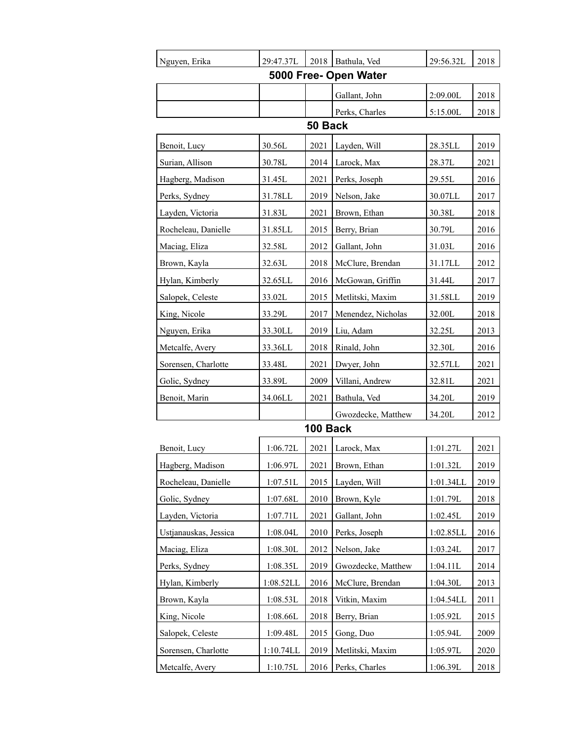| | | | | | |
|---|---|---|---|---|---|
| Nguyen, Erika | 29:47.37L | 2018 | Bathula, Ved | 29:56.32L | 2018 |

## 5000 Free- Open Water

| | | | | | |
|---|---|---|---|---|---|
| | | | Gallant, John | 2:09.00L | 2018 |
| | | | Perks, Charles | 5:15.00L | 2018 |

## 50 Back

| | | | | | |
|---|---|---|---|---|---|
| Benoit, Lucy | 30.56L | 2021 | Layden, Will | 28.35LL | 2019 |
| Surian, Allison | 30.78L | 2014 | Larock, Max | 28.37L | 2021 |
| Hagberg, Madison | 31.45L | 2021 | Perks, Joseph | 29.55L | 2016 |
| Perks, Sydney | 31.78LL | 2019 | Nelson, Jake | 30.07LL | 2017 |
| Layden, Victoria | 31.83L | 2021 | Brown, Ethan | 30.38L | 2018 |
| Rocheleau, Danielle | 31.85LL | 2015 | Berry, Brian | 30.79L | 2016 |
| Maciag, Eliza | 32.58L | 2012 | Gallant, John | 31.03L | 2016 |
| Brown, Kayla | 32.63L | 2018 | McClure, Brendan | 31.17LL | 2012 |
| Hylan, Kimberly | 32.65LL | 2016 | McGowan, Griffin | 31.44L | 2017 |
| Salopek, Celeste | 33.02L | 2015 | Metlitski, Maxim | 31.58LL | 2019 |
| King, Nicole | 33.29L | 2017 | Menendez, Nicholas | 32.00L | 2018 |
| Nguyen, Erika | 33.30LL | 2019 | Liu, Adam | 32.25L | 2013 |
| Metcalfe, Avery | 33.36LL | 2018 | Rinald, John | 32.30L | 2016 |
| Sorensen, Charlotte | 33.48L | 2021 | Dwyer, John | 32.57LL | 2021 |
| Golic, Sydney | 33.89L | 2009 | Villani, Andrew | 32.81L | 2021 |
| Benoit, Marin | 34.06LL | 2021 | Bathula, Ved | 34.20L | 2019 |
| | | | Gwozdecke, Matthew | 34.20L | 2012 |

## 100 Back

| | | | | | |
|---|---|---|---|---|---|
| Benoit, Lucy | 1:06.72L | 2021 | Larock, Max | 1:01.27L | 2021 |
| Hagberg, Madison | 1:06.97L | 2021 | Brown, Ethan | 1:01.32L | 2019 |
| Rocheleau, Danielle | 1:07.51L | 2015 | Layden, Will | 1:01.34LL | 2019 |
| Golic, Sydney | 1:07.68L | 2010 | Brown, Kyle | 1:01.79L | 2018 |
| Layden, Victoria | 1:07.71L | 2021 | Gallant, John | 1:02.45L | 2019 |
| Ustjanauskas, Jessica | 1:08.04L | 2010 | Perks, Joseph | 1:02.85LL | 2016 |
| Maciag, Eliza | 1:08.30L | 2012 | Nelson, Jake | 1:03.24L | 2017 |
| Perks, Sydney | 1:08.35L | 2019 | Gwozdecke, Matthew | 1:04.11L | 2014 |
| Hylan, Kimberly | 1:08.52LL | 2016 | McClure, Brendan | 1:04.30L | 2013 |
| Brown, Kayla | 1:08.53L | 2018 | Vitkin, Maxim | 1:04.54LL | 2011 |
| King, Nicole | 1:08.66L | 2018 | Berry, Brian | 1:05.92L | 2015 |
| Salopek, Celeste | 1:09.48L | 2015 | Gong, Duo | 1:05.94L | 2009 |
| Sorensen, Charlotte | 1:10.74LL | 2019 | Metlitski, Maxim | 1:05.97L | 2020 |
| Metcalfe, Avery | 1:10.75L | 2016 | Perks, Charles | 1:06.39L | 2018 |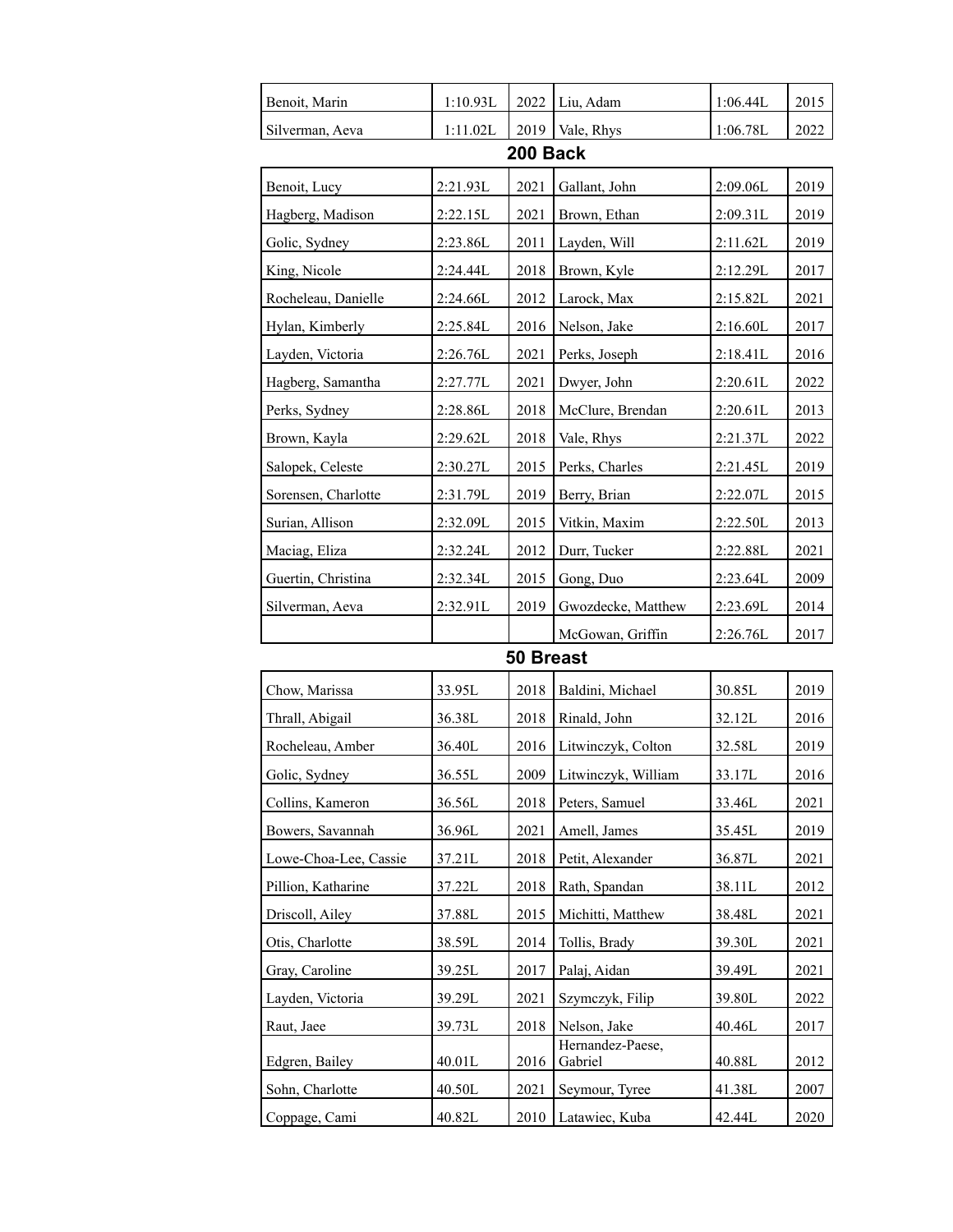| | | | | | |
|---|---|---|---|---|---|
| Benoit, Marin | 1:10.93L | 2022 | Liu, Adam | 1:06.44L | 2015 |
| Silverman, Aeva | 1:11.02L | 2019 | Vale, Rhys | 1:06.78L | 2022 |

## 200 Back

| | | | | | |
|---|---|---|---|---|---|
| Benoit, Lucy | 2:21.93L | 2021 | Gallant, John | 2:09.06L | 2019 |
| Hagberg, Madison | 2:22.15L | 2021 | Brown, Ethan | 2:09.31L | 2019 |
| Golic, Sydney | 2:23.86L | 2011 | Layden, Will | 2:11.62L | 2019 |
| King, Nicole | 2:24.44L | 2018 | Brown, Kyle | 2:12.29L | 2017 |
| Rocheleau, Danielle | 2:24.66L | 2012 | Larock, Max | 2:15.82L | 2021 |
| Hylan, Kimberly | 2:25.84L | 2016 | Nelson, Jake | 2:16.60L | 2017 |
| Layden, Victoria | 2:26.76L | 2021 | Perks, Joseph | 2:18.41L | 2016 |
| Hagberg, Samantha | 2:27.77L | 2021 | Dwyer, John | 2:20.61L | 2022 |
| Perks, Sydney | 2:28.86L | 2018 | McClure, Brendan | 2:20.61L | 2013 |
| Brown, Kayla | 2:29.62L | 2018 | Vale, Rhys | 2:21.37L | 2022 |
| Salopek, Celeste | 2:30.27L | 2015 | Perks, Charles | 2:21.45L | 2019 |
| Sorensen, Charlotte | 2:31.79L | 2019 | Berry, Brian | 2:22.07L | 2015 |
| Surian, Allison | 2:32.09L | 2015 | Vitkin, Maxim | 2:22.50L | 2013 |
| Maciag, Eliza | 2:32.24L | 2012 | Durr, Tucker | 2:22.88L | 2021 |
| Guertin, Christina | 2:32.34L | 2015 | Gong, Duo | 2:23.64L | 2009 |
| Silverman, Aeva | 2:32.91L | 2019 | Gwozdecke, Matthew | 2:23.69L | 2014 |
| | | | McGowan, Griffin | 2:26.76L | 2017 |

## 50 Breast

| | | | | | |
|---|---|---|---|---|---|
| Chow, Marissa | 33.95L | 2018 | Baldini, Michael | 30.85L | 2019 |
| Thrall, Abigail | 36.38L | 2018 | Rinald, John | 32.12L | 2016 |
| Rocheleau, Amber | 36.40L | 2016 | Litwinczyk, Colton | 32.58L | 2019 |
| Golic, Sydney | 36.55L | 2009 | Litwinczyk, William | 33.17L | 2016 |
| Collins, Kameron | 36.56L | 2018 | Peters, Samuel | 33.46L | 2021 |
| Bowers, Savannah | 36.96L | 2021 | Amell, James | 35.45L | 2019 |
| Lowe-Choa-Lee, Cassie | 37.21L | 2018 | Petit, Alexander | 36.87L | 2021 |
| Pillion, Katharine | 37.22L | 2018 | Rath, Spandan | 38.11L | 2012 |
| Driscoll, Ailey | 37.88L | 2015 | Michitti, Matthew | 38.48L | 2021 |
| Otis, Charlotte | 38.59L | 2014 | Tollis, Brady | 39.30L | 2021 |
| Gray, Caroline | 39.25L | 2017 | Palaj, Aidan | 39.49L | 2021 |
| Layden, Victoria | 39.29L | 2021 | Szymczyk, Filip | 39.80L | 2022 |
| Raut, Jaee | 39.73L | 2018 | Nelson, Jake | 40.46L | 2017 |
| Edgren, Bailey | 40.01L | 2016 | Hernandez-Paese, Gabriel | 40.88L | 2012 |
| Sohn, Charlotte | 40.50L | 2021 | Seymour, Tyree | 41.38L | 2007 |
| Coppage, Cami | 40.82L | 2010 | Latawiec, Kuba | 42.44L | 2020 |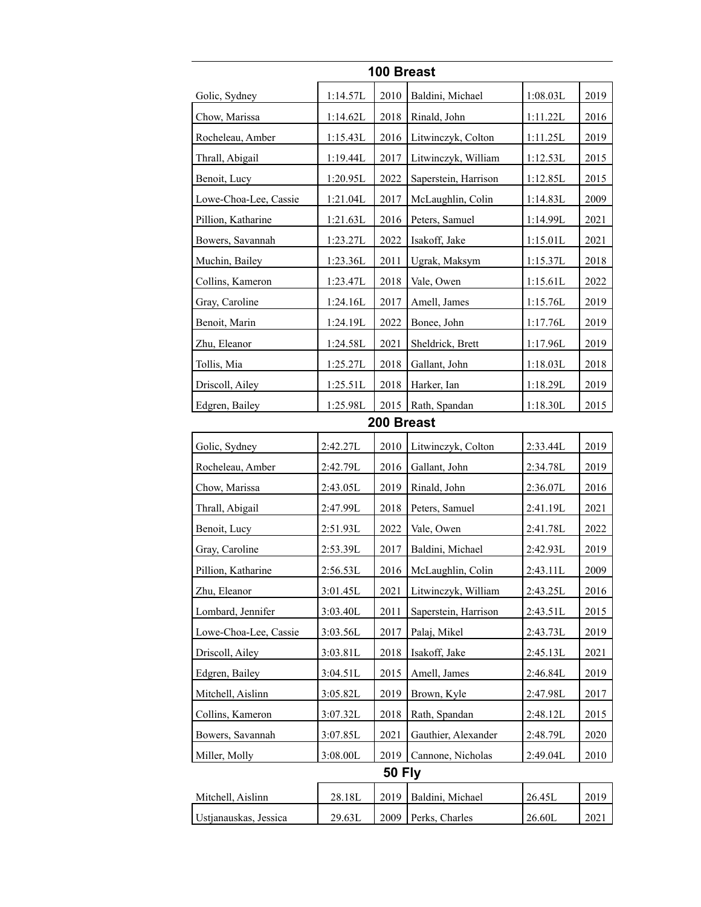## 100 Breast

| | | | | | |
|---|---|---|---|---|---|
| Golic, Sydney | 1:14.57L | 2010 | Baldini, Michael | 1:08.03L | 2019 |
| Chow, Marissa | 1:14.62L | 2018 | Rinald, John | 1:11.22L | 2016 |
| Rocheleau, Amber | 1:15.43L | 2016 | Litwinczyk, Colton | 1:11.25L | 2019 |
| Thrall, Abigail | 1:19.44L | 2017 | Litwinczyk, William | 1:12.53L | 2015 |
| Benoit, Lucy | 1:20.95L | 2022 | Saperstein, Harrison | 1:12.85L | 2015 |
| Lowe-Choa-Lee, Cassie | 1:21.04L | 2017 | McLaughlin, Colin | 1:14.83L | 2009 |
| Pillion, Katharine | 1:21.63L | 2016 | Peters, Samuel | 1:14.99L | 2021 |
| Bowers, Savannah | 1:23.27L | 2022 | Isakoff, Jake | 1:15.01L | 2021 |
| Muchin, Bailey | 1:23.36L | 2011 | Ugrak, Maksym | 1:15.37L | 2018 |
| Collins, Kameron | 1:23.47L | 2018 | Vale, Owen | 1:15.61L | 2022 |
| Gray, Caroline | 1:24.16L | 2017 | Amell, James | 1:15.76L | 2019 |
| Benoit, Marin | 1:24.19L | 2022 | Bonee, John | 1:17.76L | 2019 |
| Zhu, Eleanor | 1:24.58L | 2021 | Sheldrick, Brett | 1:17.96L | 2019 |
| Tollis, Mia | 1:25.27L | 2018 | Gallant, John | 1:18.03L | 2018 |
| Driscoll, Ailey | 1:25.51L | 2018 | Harker, Ian | 1:18.29L | 2019 |
| Edgren, Bailey | 1:25.98L | 2015 | Rath, Spandan | 1:18.30L | 2015 |

## 200 Breast

| | | | | | |
|---|---|---|---|---|---|
| Golic, Sydney | 2:42.27L | 2010 | Litwinczyk, Colton | 2:33.44L | 2019 |
| Rocheleau, Amber | 2:42.79L | 2016 | Gallant, John | 2:34.78L | 2019 |
| Chow, Marissa | 2:43.05L | 2019 | Rinald, John | 2:36.07L | 2016 |
| Thrall, Abigail | 2:47.99L | 2018 | Peters, Samuel | 2:41.19L | 2021 |
| Benoit, Lucy | 2:51.93L | 2022 | Vale, Owen | 2:41.78L | 2022 |
| Gray, Caroline | 2:53.39L | 2017 | Baldini, Michael | 2:42.93L | 2019 |
| Pillion, Katharine | 2:56.53L | 2016 | McLaughlin, Colin | 2:43.11L | 2009 |
| Zhu, Eleanor | 3:01.45L | 2021 | Litwinczyk, William | 2:43.25L | 2016 |
| Lombard, Jennifer | 3:03.40L | 2011 | Saperstein, Harrison | 2:43.51L | 2015 |
| Lowe-Choa-Lee, Cassie | 3:03.56L | 2017 | Palaj, Mikel | 2:43.73L | 2019 |
| Driscoll, Ailey | 3:03.81L | 2018 | Isakoff, Jake | 2:45.13L | 2021 |
| Edgren, Bailey | 3:04.51L | 2015 | Amell, James | 2:46.84L | 2019 |
| Mitchell, Aislinn | 3:05.82L | 2019 | Brown, Kyle | 2:47.98L | 2017 |
| Collins, Kameron | 3:07.32L | 2018 | Rath, Spandan | 2:48.12L | 2015 |
| Bowers, Savannah | 3:07.85L | 2021 | Gauthier, Alexander | 2:48.79L | 2020 |
| Miller, Molly | 3:08.00L | 2019 | Cannone, Nicholas | 2:49.04L | 2010 |

## 50 Fly

| | | | | | |
|---|---|---|---|---|---|
| Mitchell, Aislinn | 28.18L | 2019 | Baldini, Michael | 26.45L | 2019 |
| Ustjanauskas, Jessica | 29.63L | 2009 | Perks, Charles | 26.60L | 2021 |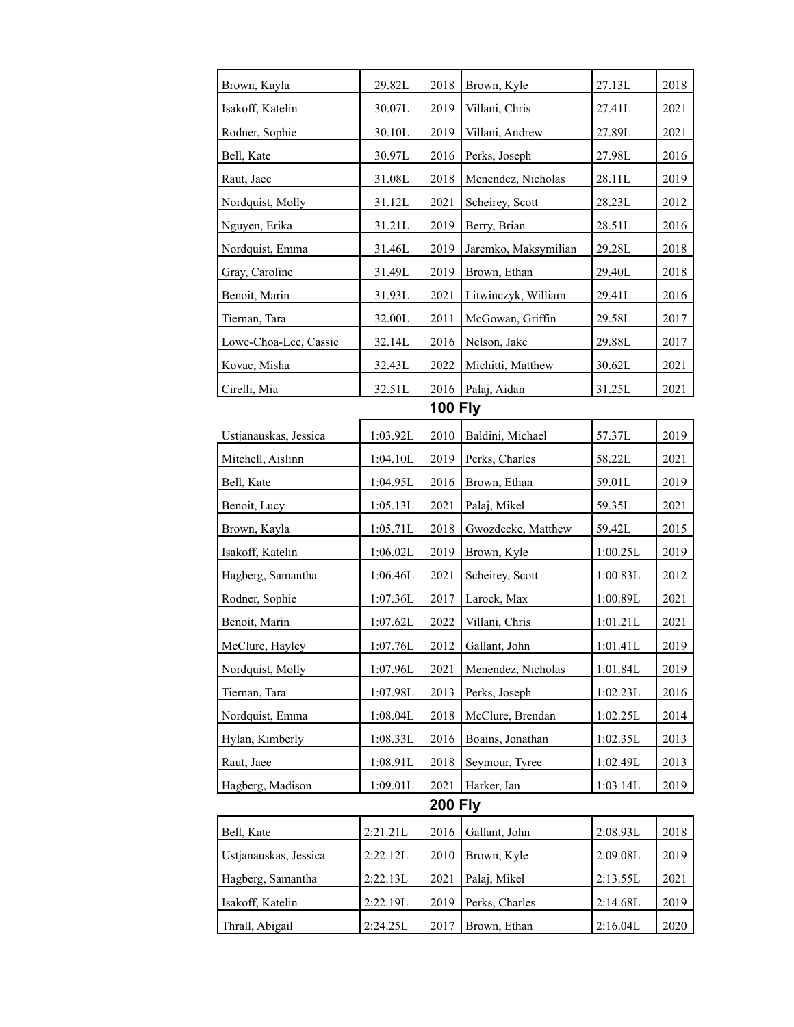| | | | | | |
|---|---|---|---|---|---|
| Brown, Kayla | 29.82L | 2018 | Brown, Kyle | 27.13L | 2018 |
| Isakoff, Katelin | 30.07L | 2019 | Villani, Chris | 27.41L | 2021 |
| Rodner, Sophie | 30.10L | 2019 | Villani, Andrew | 27.89L | 2021 |
| Bell, Kate | 30.97L | 2016 | Perks, Joseph | 27.98L | 2016 |
| Raut, Jaee | 31.08L | 2018 | Menendez, Nicholas | 28.11L | 2019 |
| Nordquist, Molly | 31.12L | 2021 | Scheirey, Scott | 28.23L | 2012 |
| Nguyen, Erika | 31.21L | 2019 | Berry, Brian | 28.51L | 2016 |
| Nordquist, Emma | 31.46L | 2019 | Jaremko, Maksymilian | 29.28L | 2018 |
| Gray, Caroline | 31.49L | 2019 | Brown, Ethan | 29.40L | 2018 |
| Benoit, Marin | 31.93L | 2021 | Litwinczyk, William | 29.41L | 2016 |
| Tiernan, Tara | 32.00L | 2011 | McGowan, Griffin | 29.58L | 2017 |
| Lowe-Choa-Lee, Cassie | 32.14L | 2016 | Nelson, Jake | 29.88L | 2017 |
| Kovac, Misha | 32.43L | 2022 | Michitti, Matthew | 30.62L | 2021 |
| Cirelli, Mia | 32.51L | 2016 | Palaj, Aidan | 31.25L | 2021 |

## 100 Fly

| | | | | | |
|---|---|---|---|---|---|
| Ustjanauskas, Jessica | 1:03.92L | 2010 | Baldini, Michael | 57.37L | 2019 |
| Mitchell, Aislinn | 1:04.10L | 2019 | Perks, Charles | 58.22L | 2021 |
| Bell, Kate | 1:04.95L | 2016 | Brown, Ethan | 59.01L | 2019 |
| Benoit, Lucy | 1:05.13L | 2021 | Palaj, Mikel | 59.35L | 2021 |
| Brown, Kayla | 1:05.71L | 2018 | Gwozdecke, Matthew | 59.42L | 2015 |
| Isakoff, Katelin | 1:06.02L | 2019 | Brown, Kyle | 1:00.25L | 2019 |
| Hagberg, Samantha | 1:06.46L | 2021 | Scheirey, Scott | 1:00.83L | 2012 |
| Rodner, Sophie | 1:07.36L | 2017 | Larock, Max | 1:00.89L | 2021 |
| Benoit, Marin | 1:07.62L | 2022 | Villani, Chris | 1:01.21L | 2021 |
| McClure, Hayley | 1:07.76L | 2012 | Gallant, John | 1:01.41L | 2019 |
| Nordquist, Molly | 1:07.96L | 2021 | Menendez, Nicholas | 1:01.84L | 2019 |
| Tiernan, Tara | 1:07.98L | 2013 | Perks, Joseph | 1:02.23L | 2016 |
| Nordquist, Emma | 1:08.04L | 2018 | McClure, Brendan | 1:02.25L | 2014 |
| Hylan, Kimberly | 1:08.33L | 2016 | Boains, Jonathan | 1:02.35L | 2013 |
| Raut, Jaee | 1:08.91L | 2018 | Seymour, Tyree | 1:02.49L | 2013 |
| Hagberg, Madison | 1:09.01L | 2021 | Harker, Ian | 1:03.14L | 2019 |

## 200 Fly

| | | | | | |
|---|---|---|---|---|---|
| Bell, Kate | 2:21.21L | 2016 | Gallant, John | 2:08.93L | 2018 |
| Ustjanauskas, Jessica | 2:22.12L | 2010 | Brown, Kyle | 2:09.08L | 2019 |
| Hagberg, Samantha | 2:22.13L | 2021 | Palaj, Mikel | 2:13.55L | 2021 |
| Isakoff, Katelin | 2:22.19L | 2019 | Perks, Charles | 2:14.68L | 2019 |
| Thrall, Abigail | 2:24.25L | 2017 | Brown, Ethan | 2:16.04L | 2020 |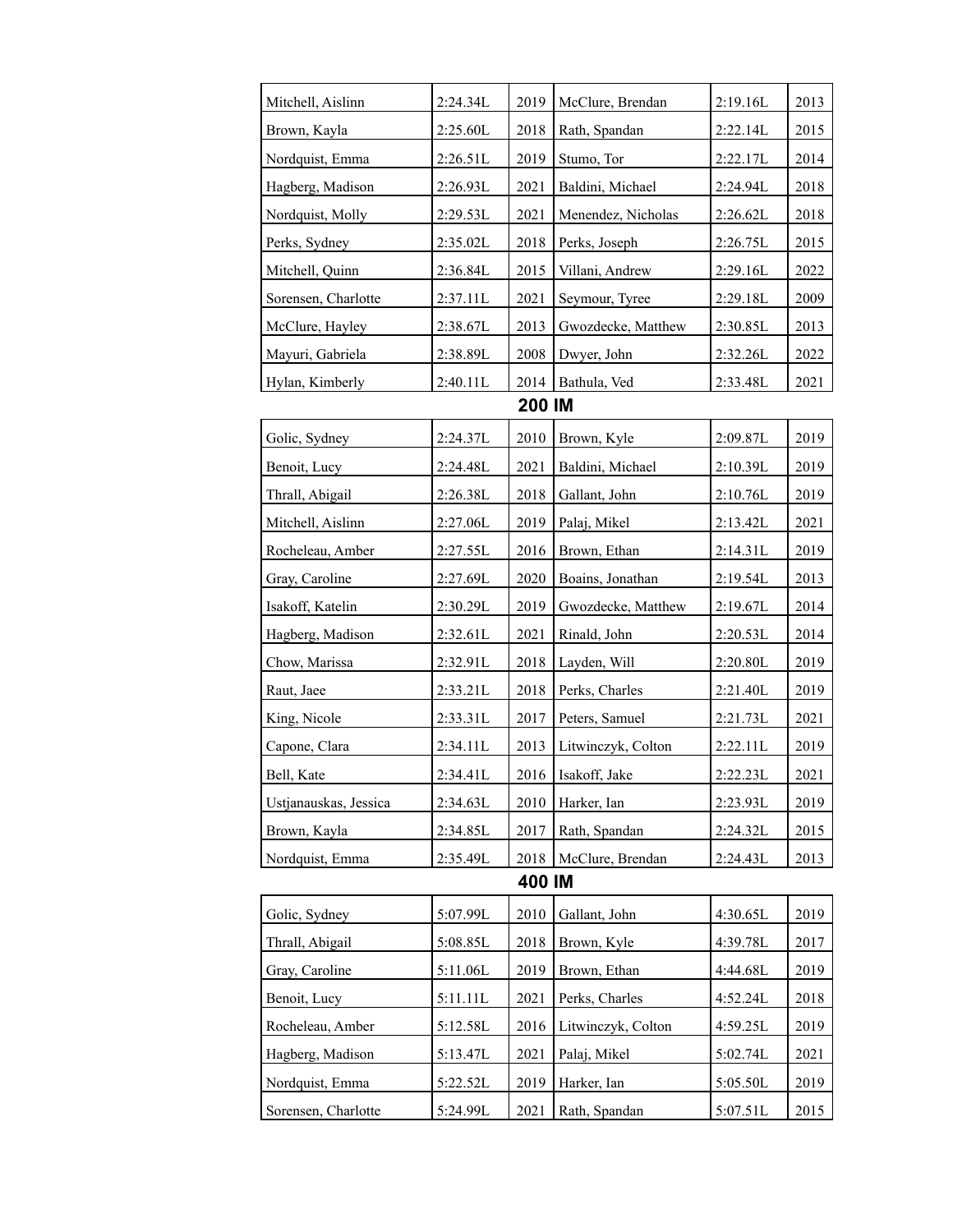| | | | | | |
|---|---|---|---|---|---|
| Mitchell, Aislinn | 2:24.34L | 2019 | McClure, Brendan | 2:19.16L | 2013 |
| Brown, Kayla | 2:25.60L | 2018 | Rath, Spandan | 2:22.14L | 2015 |
| Nordquist, Emma | 2:26.51L | 2019 | Stumo, Tor | 2:22.17L | 2014 |
| Hagberg, Madison | 2:26.93L | 2021 | Baldini, Michael | 2:24.94L | 2018 |
| Nordquist, Molly | 2:29.53L | 2021 | Menendez, Nicholas | 2:26.62L | 2018 |
| Perks, Sydney | 2:35.02L | 2018 | Perks, Joseph | 2:26.75L | 2015 |
| Mitchell, Quinn | 2:36.84L | 2015 | Villani, Andrew | 2:29.16L | 2022 |
| Sorensen, Charlotte | 2:37.11L | 2021 | Seymour, Tyree | 2:29.18L | 2009 |
| McClure, Hayley | 2:38.67L | 2013 | Gwozdecke, Matthew | 2:30.85L | 2013 |
| Mayuri, Gabriela | 2:38.89L | 2008 | Dwyer, John | 2:32.26L | 2022 |
| Hylan, Kimberly | 2:40.11L | 2014 | Bathula, Ved | 2:33.48L | 2021 |

## 200 IM

| | | | | | |
|---|---|---|---|---|---|
| Golic, Sydney | 2:24.37L | 2010 | Brown, Kyle | 2:09.87L | 2019 |
| Benoit, Lucy | 2:24.48L | 2021 | Baldini, Michael | 2:10.39L | 2019 |
| Thrall, Abigail | 2:26.38L | 2018 | Gallant, John | 2:10.76L | 2019 |
| Mitchell, Aislinn | 2:27.06L | 2019 | Palaj, Mikel | 2:13.42L | 2021 |
| Rocheleau, Amber | 2:27.55L | 2016 | Brown, Ethan | 2:14.31L | 2019 |
| Gray, Caroline | 2:27.69L | 2020 | Boains, Jonathan | 2:19.54L | 2013 |
| Isakoff, Katelin | 2:30.29L | 2019 | Gwozdecke, Matthew | 2:19.67L | 2014 |
| Hagberg, Madison | 2:32.61L | 2021 | Rinald, John | 2:20.53L | 2014 |
| Chow, Marissa | 2:32.91L | 2018 | Layden, Will | 2:20.80L | 2019 |
| Raut, Jaee | 2:33.21L | 2018 | Perks, Charles | 2:21.40L | 2019 |
| King, Nicole | 2:33.31L | 2017 | Peters, Samuel | 2:21.73L | 2021 |
| Capone, Clara | 2:34.11L | 2013 | Litwinczyk, Colton | 2:22.11L | 2019 |
| Bell, Kate | 2:34.41L | 2016 | Isakoff, Jake | 2:22.23L | 2021 |
| Ustjanauskas, Jessica | 2:34.63L | 2010 | Harker, Ian | 2:23.93L | 2019 |
| Brown, Kayla | 2:34.85L | 2017 | Rath, Spandan | 2:24.32L | 2015 |
| Nordquist, Emma | 2:35.49L | 2018 | McClure, Brendan | 2:24.43L | 2013 |

## 400 IM

| | | | | | |
|---|---|---|---|---|---|
| Golic, Sydney | 5:07.99L | 2010 | Gallant, John | 4:30.65L | 2019 |
| Thrall, Abigail | 5:08.85L | 2018 | Brown, Kyle | 4:39.78L | 2017 |
| Gray, Caroline | 5:11.06L | 2019 | Brown, Ethan | 4:44.68L | 2019 |
| Benoit, Lucy | 5:11.11L | 2021 | Perks, Charles | 4:52.24L | 2018 |
| Rocheleau, Amber | 5:12.58L | 2016 | Litwinczyk, Colton | 4:59.25L | 2019 |
| Hagberg, Madison | 5:13.47L | 2021 | Palaj, Mikel | 5:02.74L | 2021 |
| Nordquist, Emma | 5:22.52L | 2019 | Harker, Ian | 5:05.50L | 2019 |
| Sorensen, Charlotte | 5:24.99L | 2021 | Rath, Spandan | 5:07.51L | 2015 |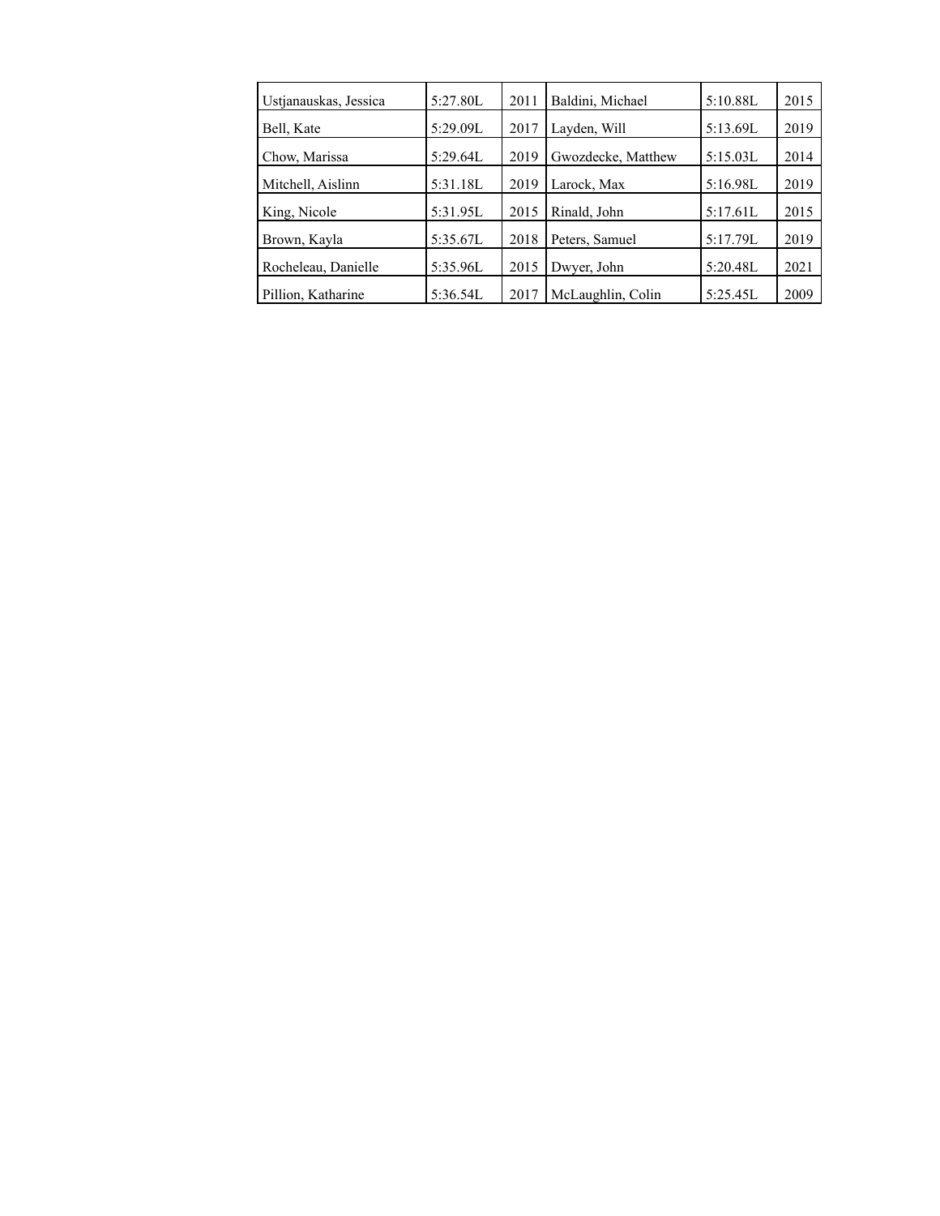| | | | | | |
|---|---|---|---|---|---|
| Ustjanauskas, Jessica | 5:27.80L | 2011 | Baldini, Michael | 5:10.88L | 2015 |
| Bell, Kate | 5:29.09L | 2017 | Layden, Will | 5:13.69L | 2019 |
| Chow, Marissa | 5:29.64L | 2019 | Gwozdecke, Matthew | 5:15.03L | 2014 |
| Mitchell, Aislinn | 5:31.18L | 2019 | Larock, Max | 5:16.98L | 2019 |
| King, Nicole | 5:31.95L | 2015 | Rinald, John | 5:17.61L | 2015 |
| Brown, Kayla | 5:35.67L | 2018 | Peters, Samuel | 5:17.79L | 2019 |
| Rocheleau, Danielle | 5:35.96L | 2015 | Dwyer, John | 5:20.48L | 2021 |
| Pillion, Katharine | 5:36.54L | 2017 | McLaughlin, Colin | 5:25.45L | 2009 |